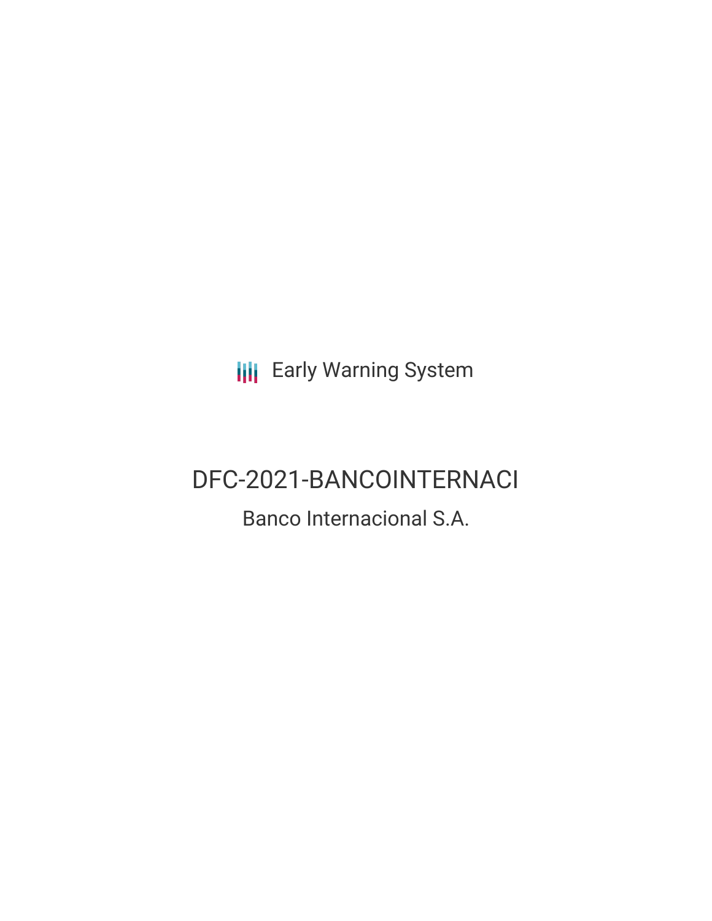Early Warning System

# DFC-2021-BANCOINTERNACI

## Banco Internacional S.A.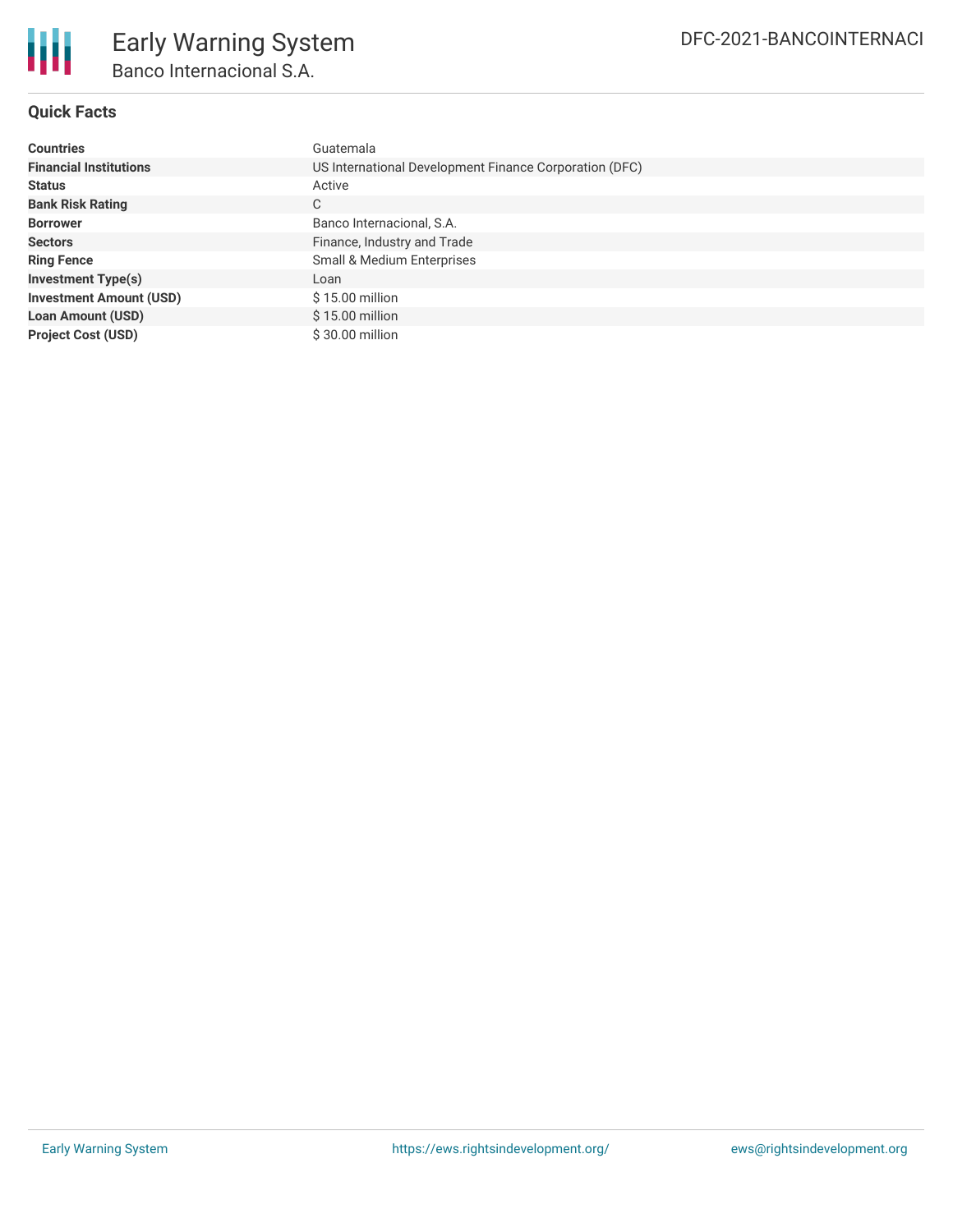## Quick Facts

| | |
|---|---|
| **Countries** | Guatemala |
| **Financial Institutions** | US International Development Finance Corporation (DFC) |
| **Status** | Active |
| **Bank Risk Rating** | C |
| **Borrower** | Banco Internacional, S.A. |
| **Sectors** | Finance, Industry and Trade |
| **Ring Fence** | Small & Medium Enterprises |
| **Investment Type(s)** | Loan |
| **Investment Amount (USD)** | $ 15.00 million |
| **Loan Amount (USD)** | $ 15.00 million |
| **Project Cost (USD)** | $ 30.00 million |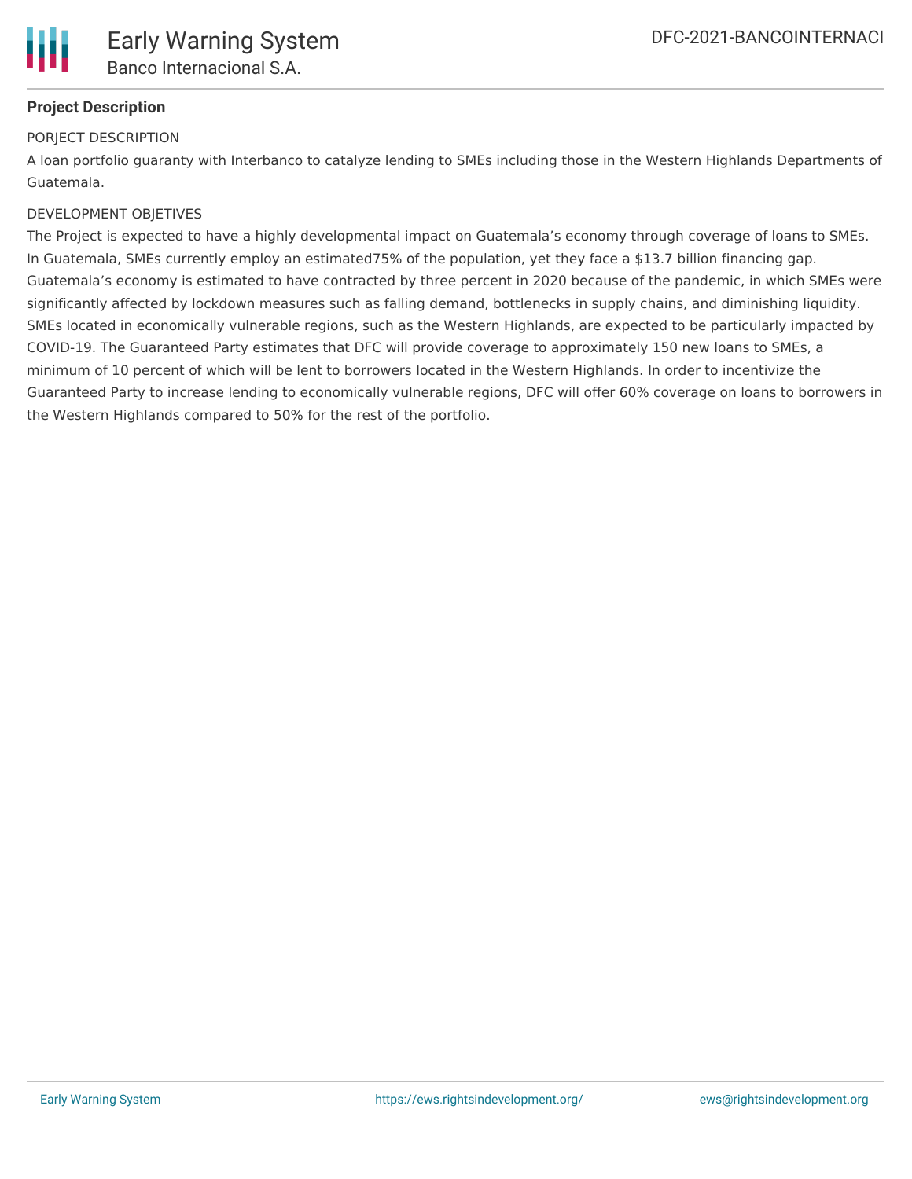## Project Description

PORJECT DESCRIPTION

A loan portfolio guaranty with Interbanco to catalyze lending to SMEs including those in the Western Highlands Departments of Guatemala.

DEVELOPMENT OBJETIVES

The Project is expected to have a highly developmental impact on Guatemala's economy through coverage of loans to SMEs. In Guatemala, SMEs currently employ an estimated75% of the population, yet they face a $13.7 billion financing gap. Guatemala's economy is estimated to have contracted by three percent in 2020 because of the pandemic, in which SMEs were significantly affected by lockdown measures such as falling demand, bottlenecks in supply chains, and diminishing liquidity. SMEs located in economically vulnerable regions, such as the Western Highlands, are expected to be particularly impacted by COVID-19. The Guaranteed Party estimates that DFC will provide coverage to approximately 150 new loans to SMEs, a minimum of 10 percent of which will be lent to borrowers located in the Western Highlands. In order to incentivize the Guaranteed Party to increase lending to economically vulnerable regions, DFC will offer 60% coverage on loans to borrowers in the Western Highlands compared to 50% for the rest of the portfolio.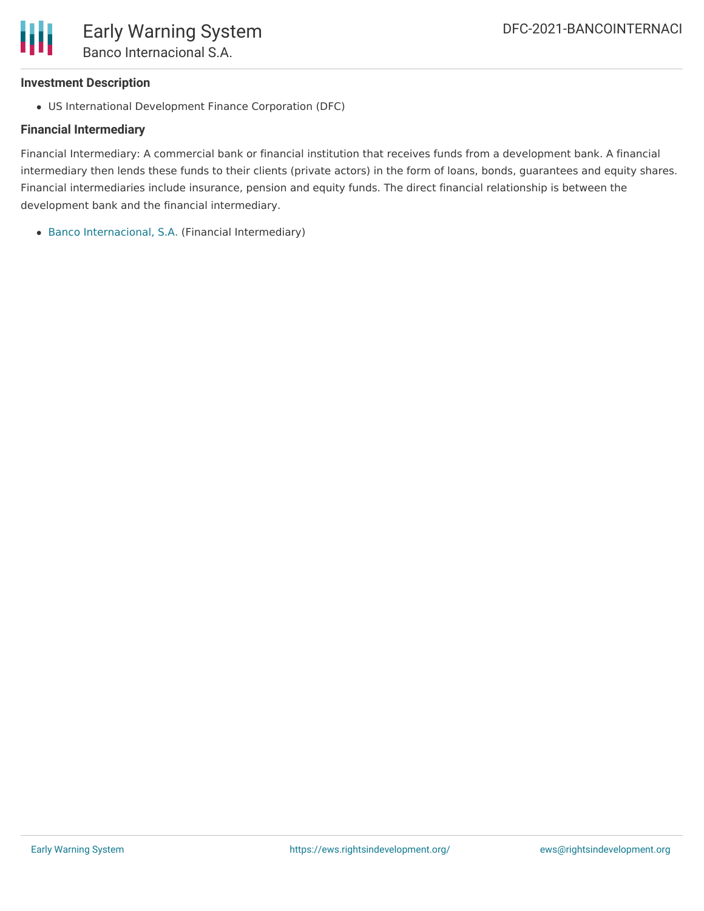### Investment Description

- US International Development Finance Corporation (DFC)

### Financial Intermediary

Financial Intermediary: A commercial bank or financial institution that receives funds from a development bank. A financial intermediary then lends these funds to their clients (private actors) in the form of loans, bonds, guarantees and equity shares. Financial intermediaries include insurance, pension and equity funds. The direct financial relationship is between the development bank and the financial intermediary.

- Banco Internacional, S.A. (Financial Intermediary)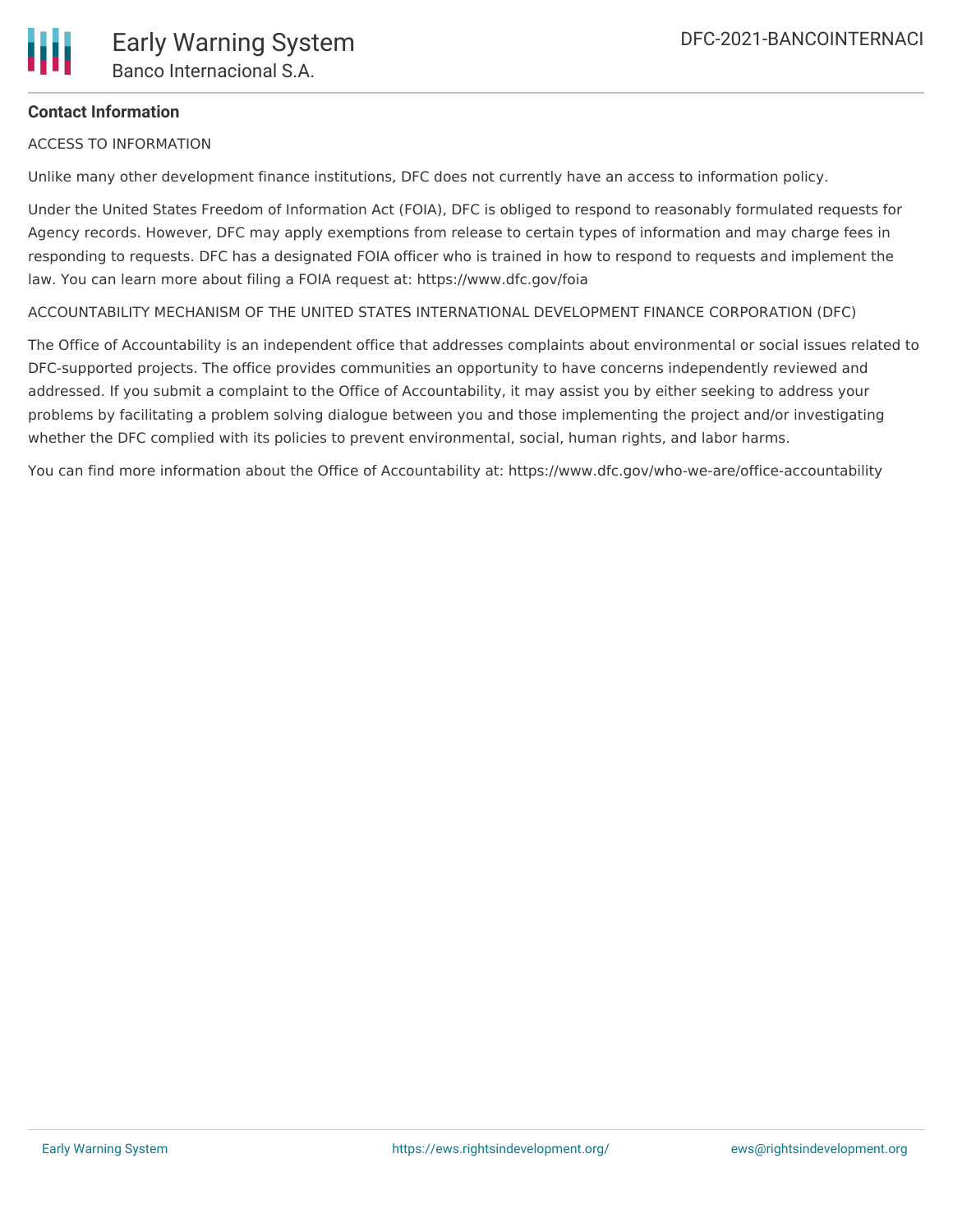**Contact Information**

ACCESS TO INFORMATION

Unlike many other development finance institutions, DFC does not currently have an access to information policy.

Under the United States Freedom of Information Act (FOIA), DFC is obliged to respond to reasonably formulated requests for Agency records. However, DFC may apply exemptions from release to certain types of information and may charge fees in responding to requests. DFC has a designated FOIA officer who is trained in how to respond to requests and implement the law. You can learn more about filing a FOIA request at: https://www.dfc.gov/foia

ACCOUNTABILITY MECHANISM OF THE UNITED STATES INTERNATIONAL DEVELOPMENT FINANCE CORPORATION (DFC)

The Office of Accountability is an independent office that addresses complaints about environmental or social issues related to DFC-supported projects. The office provides communities an opportunity to have concerns independently reviewed and addressed. If you submit a complaint to the Office of Accountability, it may assist you by either seeking to address your problems by facilitating a problem solving dialogue between you and those implementing the project and/or investigating whether the DFC complied with its policies to prevent environmental, social, human rights, and labor harms.

You can find more information about the Office of Accountability at: https://www.dfc.gov/who-we-are/office-accountability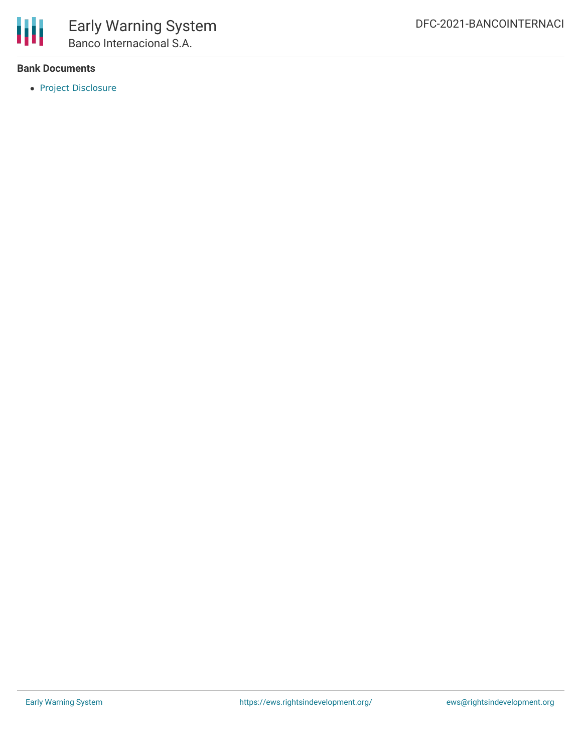**Bank Documents**

- Project Disclosure